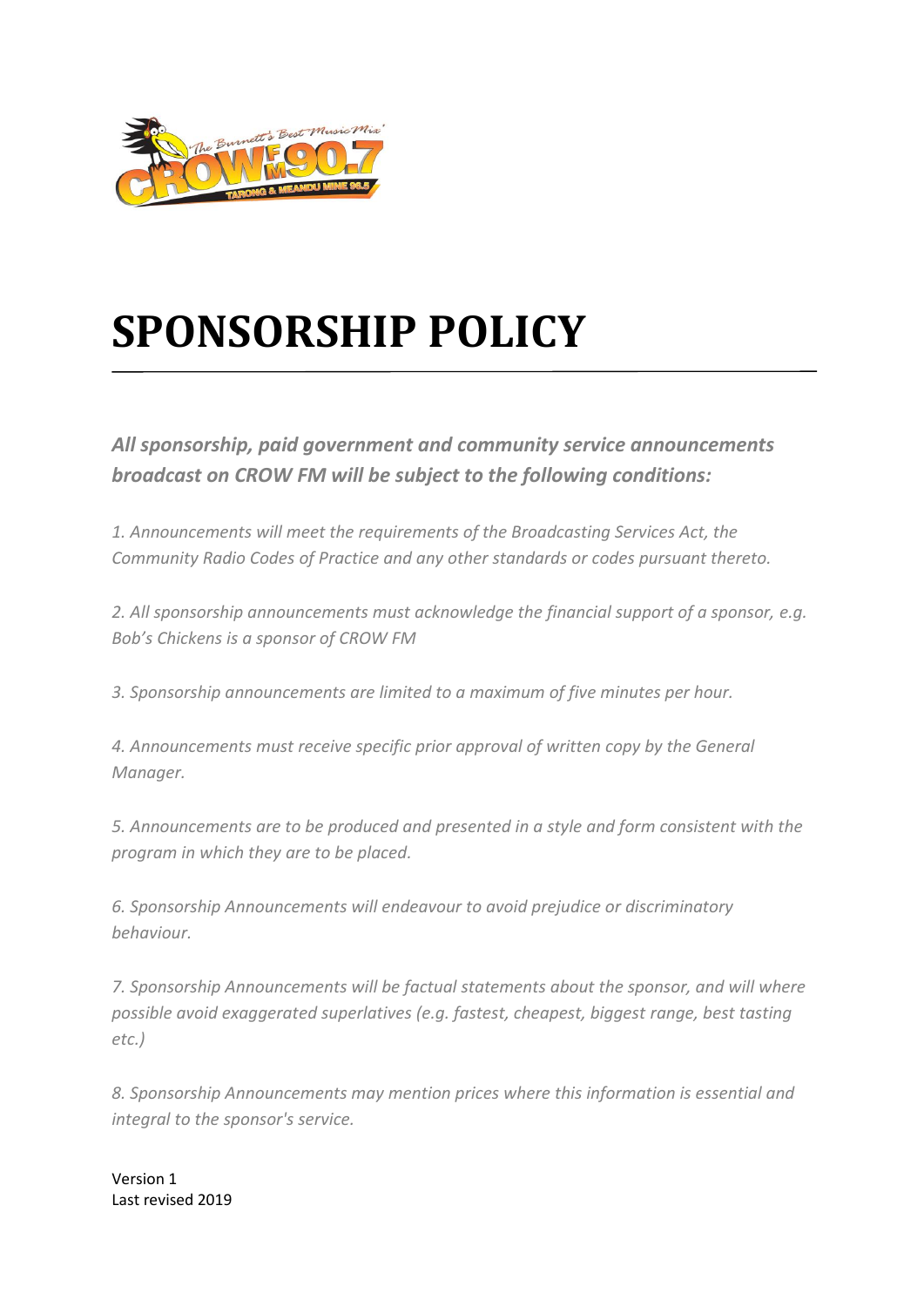# SPONSORSHIP POLICY

***All sponsorship, paid government and community service announcements broadcast on CROW FM will be subject to the following conditions:***

*1. Announcements will meet the requirements of the Broadcasting Services Act, the Community Radio Codes of Practice and any other standards or codes pursuant thereto.*

*2. All sponsorship announcements must acknowledge the financial support of a sponsor, e.g. Bob's Chickens is a sponsor of CROW FM*

*3. Sponsorship announcements are limited to a maximum of five minutes per hour.*

*4. Announcements must receive specific prior approval of written copy by the General Manager.*

*5. Announcements are to be produced and presented in a style and form consistent with the program in which they are to be placed.*

*6. Sponsorship Announcements will endeavour to avoid prejudice or discriminatory behaviour.*

*7. Sponsorship Announcements will be factual statements about the sponsor, and will where possible avoid exaggerated superlatives (e.g. fastest, cheapest, biggest range, best tasting etc.)*

*8. Sponsorship Announcements may mention prices where this information is essential and integral to the sponsor's service.*

Version 1
Last revised 2019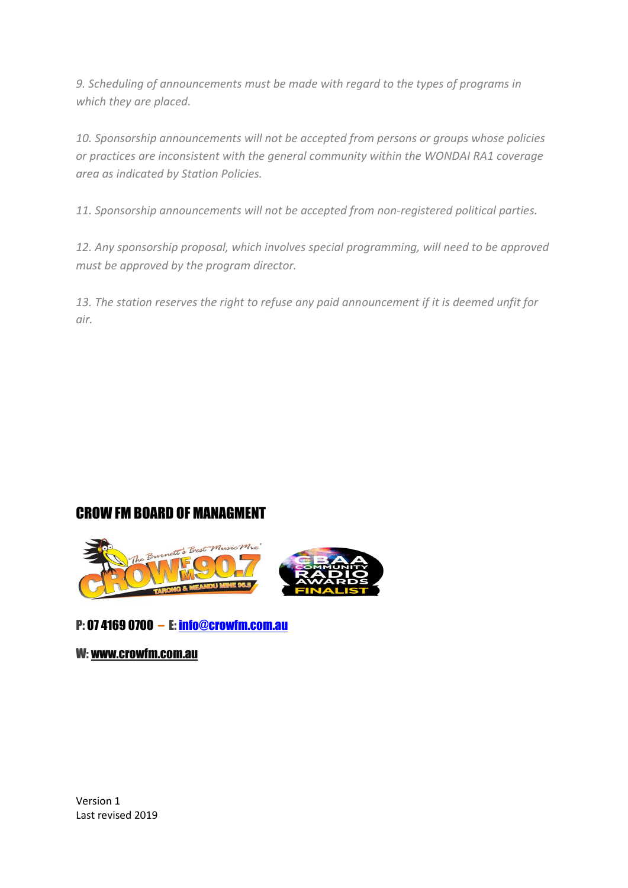*9. Scheduling of announcements must be made with regard to the types of programs in which they are placed.*

*10. Sponsorship announcements will not be accepted from persons or groups whose policies or practices are inconsistent with the general community within the WONDAI RA1 coverage area as indicated by Station Policies.*

*11. Sponsorship announcements will not be accepted from non-registered political parties.*

*12. Any sponsorship proposal, which involves special programming, will need to be approved must be approved by the program director.*

*13. The station reserves the right to refuse any paid announcement if it is deemed unfit for air.*

## CROW FM BOARD OF MANAGMENT

**P: 07 4169 0700 – E: info@crowfm.com.au**

**W: www.crowfm.com.au**

Version 1
Last revised 2019